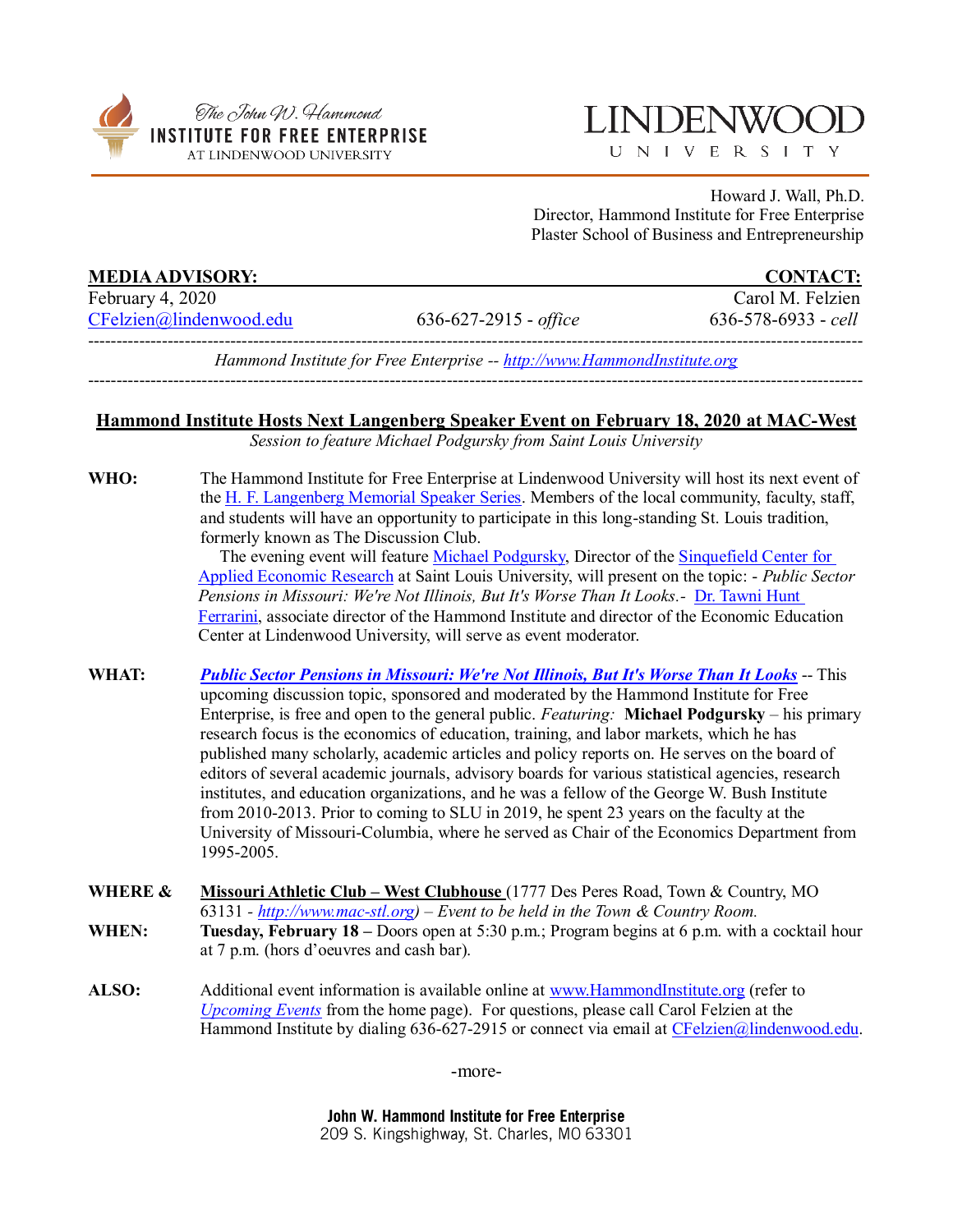The John W. Hammond
**INSTITUTE FOR FREE ENTERPRISE**
AT LINDENWOOD UNIVERSITY

LINDENWOOD UNIVERSITY

Howard J. Wall, Ph.D.
Director, Hammond Institute for Free Enterprise
Plaster School of Business and Entrepreneurship

| **MEDIA ADVISORY:** | | **CONTACT:** |
|---|---|---|
| February 4, 2020 | | Carol M. Felzien |
| CFelzien@lindenwood.edu | 636-627-2915 - *office* | 636-578-6933 - *cell* |

---

*Hammond Institute for Free Enterprise -- http://www.HammondInstitute.org*

---

## Hammond Institute Hosts Next Langenberg Speaker Event on February 18, 2020 at MAC-West

*Session to feature Michael Podgursky from Saint Louis University*

**WHO:** The Hammond Institute for Free Enterprise at Lindenwood University will host its next event of the H. F. Langenberg Memorial Speaker Series. Members of the local community, faculty, staff, and students will have an opportunity to participate in this long-standing St. Louis tradition, formerly known as The Discussion Club.

The evening event will feature Michael Podgursky, Director of the Sinquefield Center for Applied Economic Research at Saint Louis University, will present on the topic: - *Public Sector Pensions in Missouri: We're Not Illinois, But It's Worse Than It Looks.*- Dr. Tawni Hunt Ferrarini, associate director of the Hammond Institute and director of the Economic Education Center at Lindenwood University, will serve as event moderator.

**WHAT:** ***Public Sector Pensions in Missouri: We're Not Illinois, But It's Worse Than It Looks*** -- This upcoming discussion topic, sponsored and moderated by the Hammond Institute for Free Enterprise, is free and open to the general public. *Featuring:* **Michael Podgursky** – his primary research focus is the economics of education, training, and labor markets, which he has published many scholarly, academic articles and policy reports on. He serves on the board of editors of several academic journals, advisory boards for various statistical agencies, research institutes, and education organizations, and he was a fellow of the George W. Bush Institute from 2010-2013. Prior to coming to SLU in 2019, he spent 23 years on the faculty at the University of Missouri-Columbia, where he served as Chair of the Economics Department from 1995-2005.

**WHERE & WHEN:** **Missouri Athletic Club – West Clubhouse** (1777 Des Peres Road, Town & Country, MO 63131 - *http://www.mac-stl.org) – Event to be held in the Town & Country Room.*
**Tuesday, February 18 –** Doors open at 5:30 p.m.; Program begins at 6 p.m. with a cocktail hour at 7 p.m. (hors d'oeuvres and cash bar).

**ALSO:** Additional event information is available online at www.HammondInstitute.org (refer to *Upcoming Events* from the home page). For questions, please call Carol Felzien at the Hammond Institute by dialing 636-627-2915 or connect via email at CFelzien@lindenwood.edu.

-more-

**John W. Hammond Institute for Free Enterprise**
209 S. Kingshighway, St. Charles, MO 63301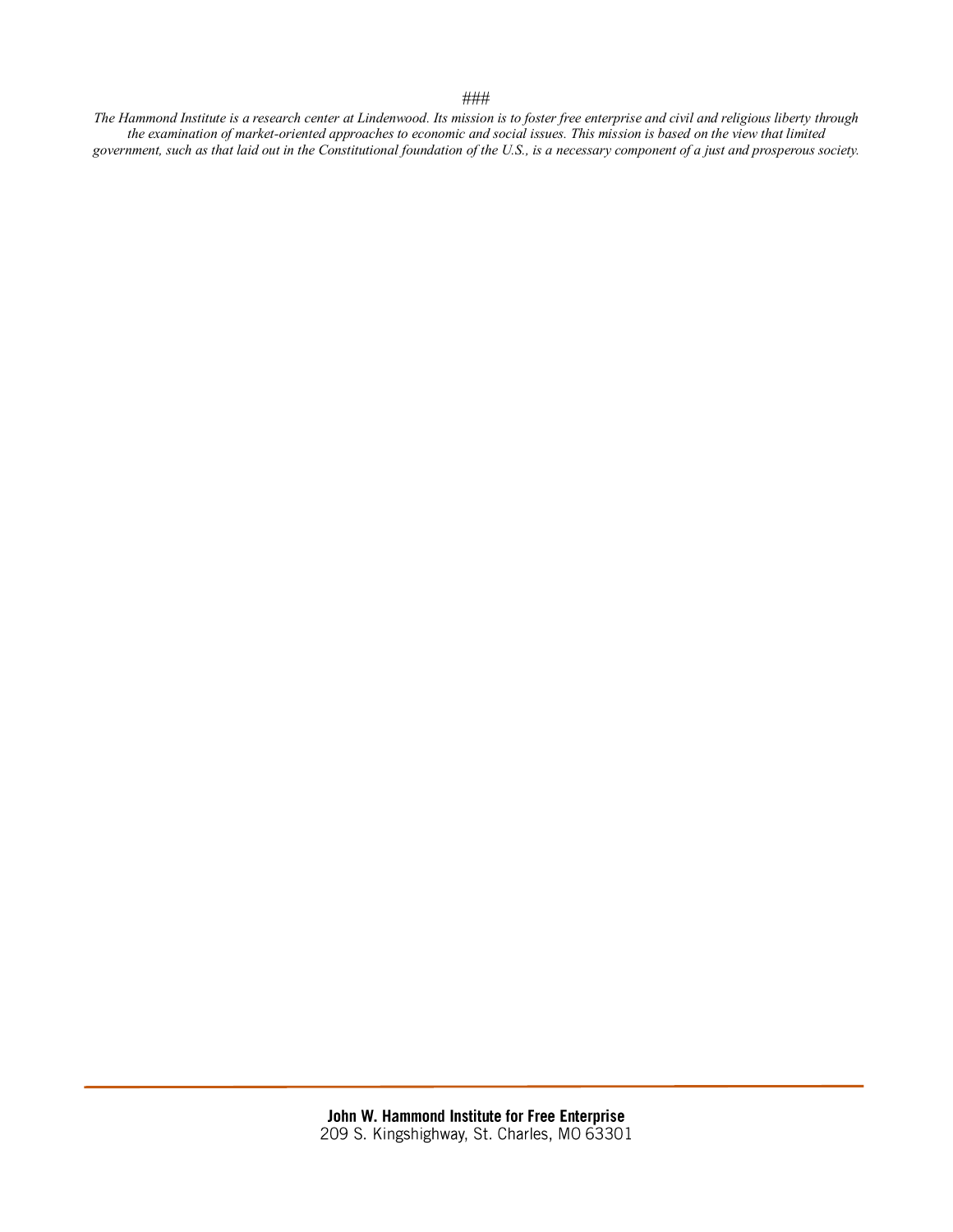###

*The Hammond Institute is a research center at Lindenwood. Its mission is to foster free enterprise and civil and religious liberty through the examination of market-oriented approaches to economic and social issues. This mission is based on the view that limited government, such as that laid out in the Constitutional foundation of the U.S., is a necessary component of a just and prosperous society.*

**John W. Hammond Institute for Free Enterprise**
209 S. Kingshighway, St. Charles, MO 63301